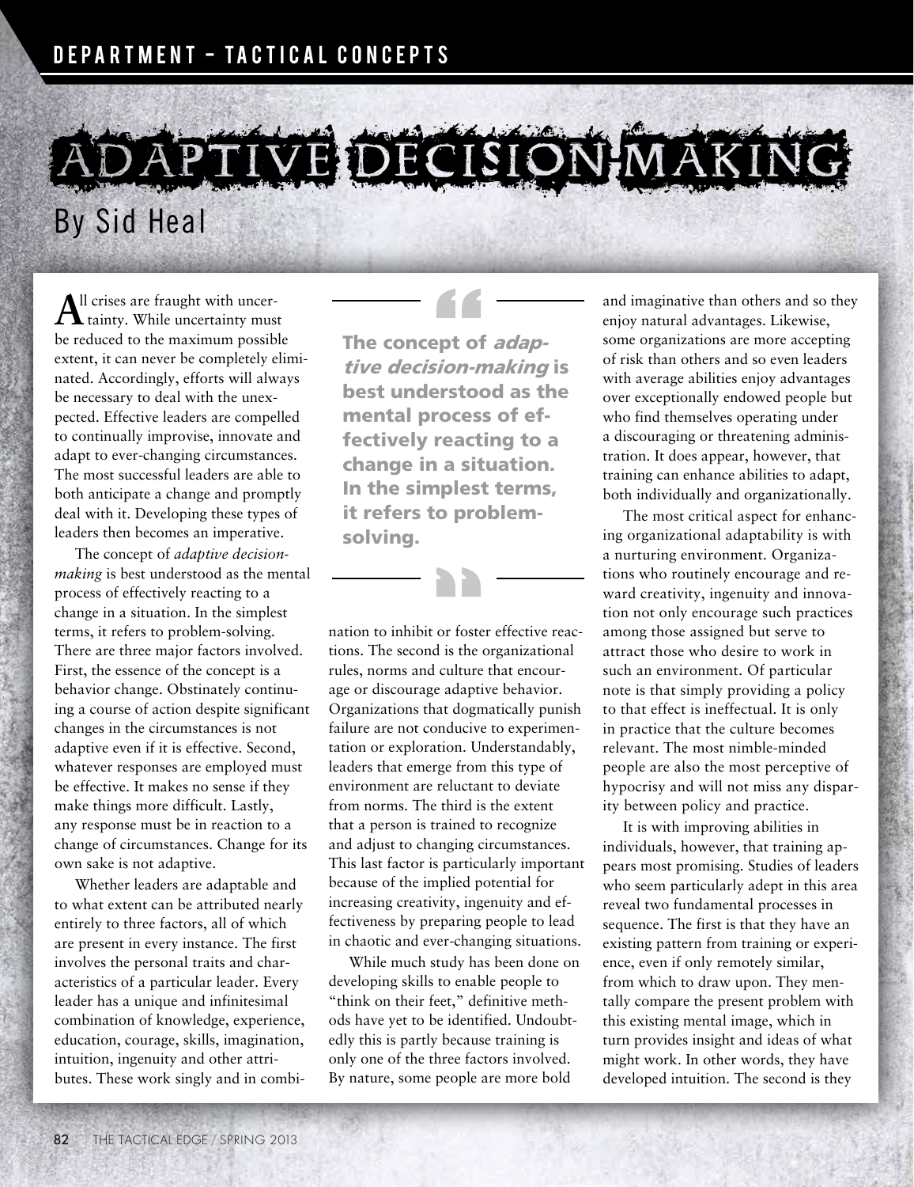# ADAPTIVE DECISION-MAKING

## By Sid Heal

All crises are fraught with uncertainty. While uncertainty must be reduced to the maximum possible extent, it can never be completely eliminated. Accordingly, efforts will always be necessary to deal with the unexpected. Effective leaders are compelled to continually improvise, innovate and adapt to ever-changing circumstances. The most successful leaders are able to both anticipate a change and promptly deal with it. Developing these types of leaders then becomes an imperative.

The concept of *adaptive decision-making* is best understood as the mental process of effectively reacting to a change in a situation. In the simplest terms, it refers to problem-solving. There are three major factors involved. First, the essence of the concept is a behavior change. Obstinately continuing a course of action despite significant changes in the circumstances is not adaptive even if it is effective. Second, whatever responses are employed must be effective. It makes no sense if they make things more difficult. Lastly, any response must be in reaction to a change of circumstances. Change for its own sake is not adaptive.

Whether leaders are adaptable and to what extent can be attributed nearly entirely to three factors, all of which are present in every instance. The first involves the personal traits and characteristics of a particular leader. Every leader has a unique and infinitesimal combination of knowledge, experience, education, courage, skills, imagination, intuition, ingenuity and other attributes. These work singly and in combination to inhibit or foster effective reactions. The second is the organizational rules, norms and culture that encourage or discourage adaptive behavior. Organizations that dogmatically punish failure are not conducive to experimentation or exploration. Understandably, leaders that emerge from this type of environment are reluctant to deviate from norms. The third is the extent that a person is trained to recognize and adjust to changing circumstances. This last factor is particularly important because of the implied potential for increasing creativity, ingenuity and effectiveness by preparing people to lead in chaotic and ever-changing situations.

> **The concept of *adaptive decision-making* is best understood as the mental process of effectively reacting to a change in a situation. In the simplest terms, it refers to problem-solving.**

While much study has been done on developing skills to enable people to "think on their feet," definitive methods have yet to be identified. Undoubtedly this is partly because training is only one of the three factors involved. By nature, some people are more bold and imaginative than others and so they enjoy natural advantages. Likewise, some organizations are more accepting of risk than others and so even leaders with average abilities enjoy advantages over exceptionally endowed people but who find themselves operating under a discouraging or threatening administration. It does appear, however, that training can enhance abilities to adapt, both individually and organizationally.

The most critical aspect for enhancing organizational adaptability is with a nurturing environment. Organizations who routinely encourage and reward creativity, ingenuity and innovation not only encourage such practices among those assigned but serve to attract those who desire to work in such an environment. Of particular note is that simply providing a policy to that effect is ineffectual. It is only in practice that the culture becomes relevant. The most nimble-minded people are also the most perceptive of hypocrisy and will not miss any disparity between policy and practice.

It is with improving abilities in individuals, however, that training appears most promising. Studies of leaders who seem particularly adept in this area reveal two fundamental processes in sequence. The first is that they have an existing pattern from training or experience, even if only remotely similar, from which to draw upon. They mentally compare the present problem with this existing mental image, which in turn provides insight and ideas of what might work. In other words, they have developed intuition. The second is they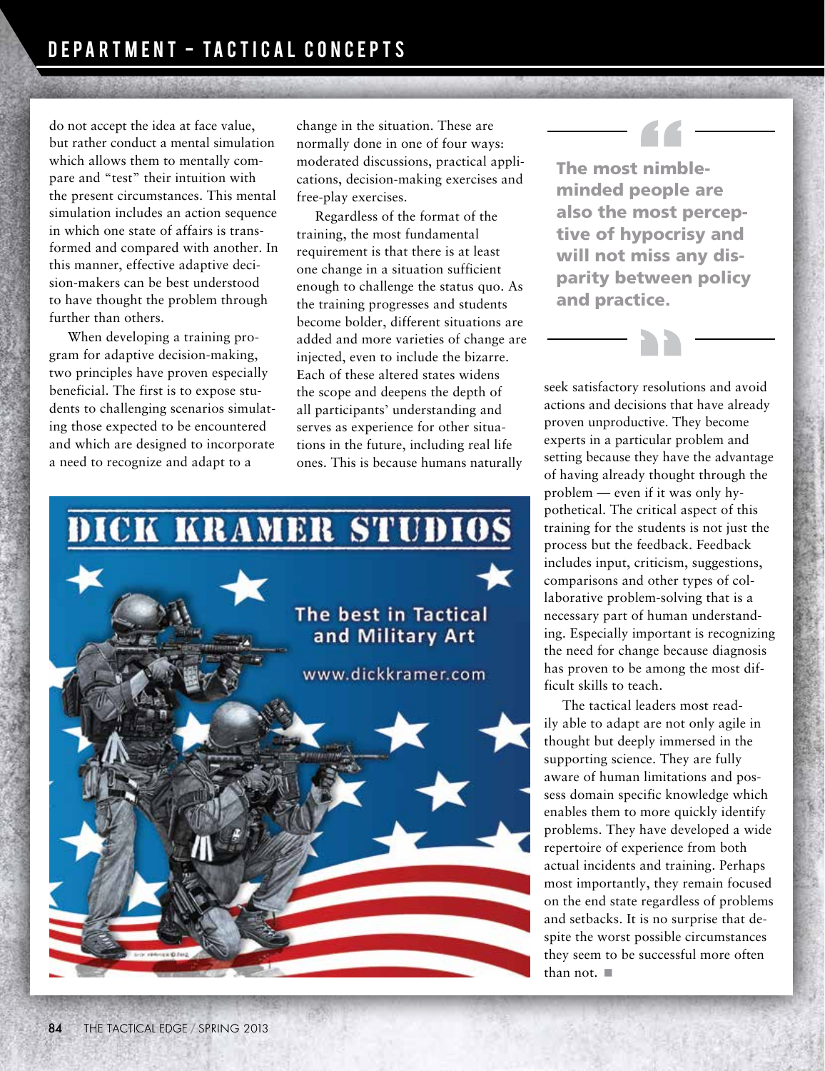do not accept the idea at face value, but rather conduct a mental simulation which allows them to mentally compare and "test" their intuition with the present circumstances. This mental simulation includes an action sequence in which one state of affairs is transformed and compared with another. In this manner, effective adaptive decision-makers can be best understood to have thought the problem through further than others.

When developing a training program for adaptive decision-making, two principles have proven especially beneficial. The first is to expose students to challenging scenarios simulating those expected to be encountered and which are designed to incorporate a need to recognize and adapt to a change in the situation. These are normally done in one of four ways: moderated discussions, practical applications, decision-making exercises and free-play exercises.

Regardless of the format of the training, the most fundamental requirement is that there is at least one change in a situation sufficient enough to challenge the status quo. As the training progresses and students become bolder, different situations are added and more varieties of change are injected, even to include the bizarre. Each of these altered states widens the scope and deepens the depth of all participants' understanding and serves as experience for other situations in the future, including real life ones. This is because humans naturally seek satisfactory resolutions and avoid actions and decisions that have already proven unproductive. They become experts in a particular problem and setting because they have the advantage of having already thought through the problem — even if it was only hypothetical. The critical aspect of this training for the students is not just the process but the feedback. Feedback includes input, criticism, suggestions, comparisons and other types of collaborative problem-solving that is a necessary part of human understanding. Especially important is recognizing the need for change because diagnosis has proven to be among the most difficult skills to teach.

> **The most nimble-minded people are also the most perceptive of hypocrisy and will not miss any disparity between policy and practice.**

The tactical leaders most readily able to adapt are not only agile in thought but deeply immersed in the supporting science. They are fully aware of human limitations and possess domain specific knowledge which enables them to more quickly identify problems. They have developed a wide repertoire of experience from both actual incidents and training. Perhaps most importantly, they remain focused on the end state regardless of problems and setbacks. It is no surprise that despite the worst possible circumstances they seem to be successful more often than not. ■

DICK KRAMER STUDIOS

The best in Tactical and Military Art

www.dickkramer.com